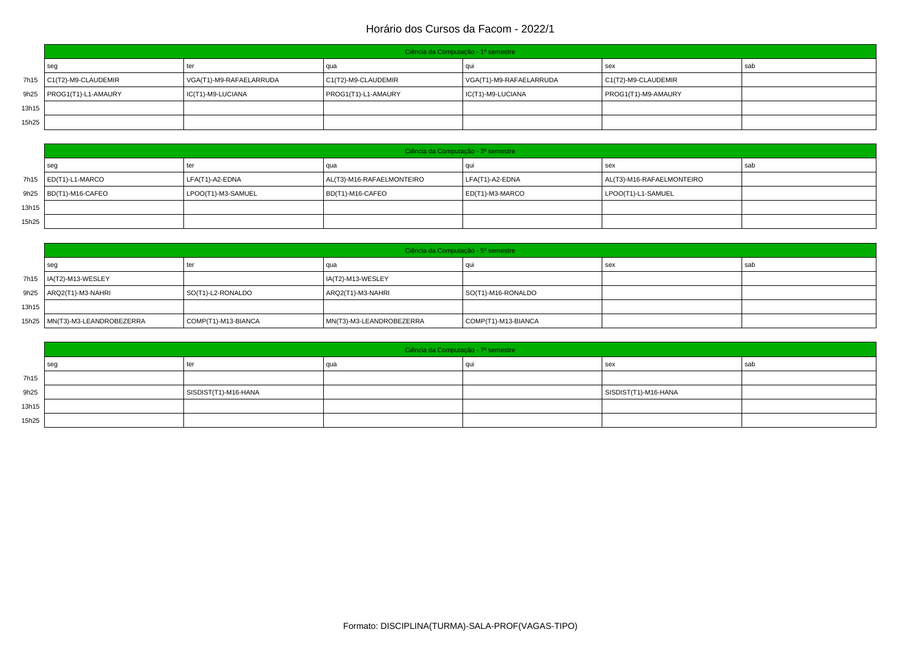# Horário dos Cursos da Facom - 2022/1

| Ciência da Computação - 1º semestre | | | | | | |
|---|---|---|---|---|---|---|
| | seg | ter | qua | qui | sex | sab |
| 7h15 | C1(T2)-M9-CLAUDEMIR | VGA(T1)-M9-RAFAELARRUDA | C1(T2)-M9-CLAUDEMIR | VGA(T1)-M9-RAFAELARRUDA | C1(T2)-M9-CLAUDEMIR | |
| 9h25 | PROG1(T1)-L1-AMAURY | IC(T1)-M9-LUCIANA | PROG1(T1)-L1-AMAURY | IC(T1)-M9-LUCIANA | PROG1(T1)-M9-AMAURY | |
| 13h15 | | | | | | |
| 15h25 | | | | | | |

| Ciência da Computação - 3º semestre | | | | | | |
|---|---|---|---|---|---|---|
| | seg | ter | qua | qui | sex | sab |
| 7h15 | ED(T1)-L1-MARCO | LFA(T1)-A2-EDNA | AL(T3)-M16-RAFAELMONTEIRO | LFA(T1)-A2-EDNA | AL(T3)-M16-RAFAELMONTEIRO | |
| 9h25 | BD(T1)-M16-CAFEO | LPOO(T1)-M3-SAMUEL | BD(T1)-M16-CAFEO | ED(T1)-M3-MARCO | LPOO(T1)-L1-SAMUEL | |
| 13h15 | | | | | | |
| 15h25 | | | | | | |

| Ciência da Computação - 5º semestre | | | | | | |
|---|---|---|---|---|---|---|
| | seg | ter | qua | qui | sex | sab |
| 7h15 | IA(T2)-M13-WESLEY | | IA(T2)-M13-WESLEY | | | |
| 9h25 | ARQ2(T1)-M3-NAHRI | SO(T1)-L2-RONALDO | ARQ2(T1)-M3-NAHRI | SO(T1)-M16-RONALDO | | |
| 13h15 | | | | | | |
| 15h25 | MN(T3)-M3-LEANDROBEZERRA | COMP(T1)-M13-BIANCA | MN(T3)-M3-LEANDROBEZERRA | COMP(T1)-M13-BIANCA | | |

| Ciência da Computação - 7º semestre | | | | | | |
|---|---|---|---|---|---|---|
| | seg | ter | qua | qui | sex | sab |
| 7h15 | | | | | | |
| 9h25 | | SISDIST(T1)-M16-HANA | | | SISDIST(T1)-M16-HANA | |
| 13h15 | | | | | | |
| 15h25 | | | | | | |

Formato: DISCIPLINA(TURMA)-SALA-PROF(VAGAS-TIPO)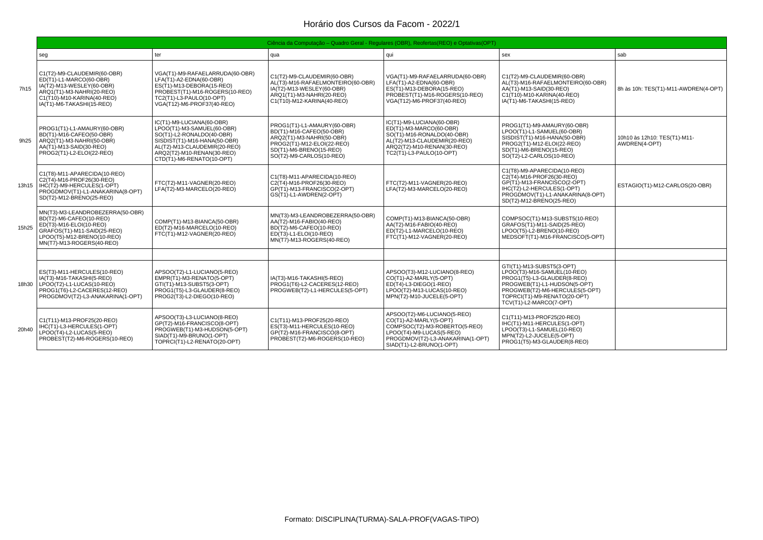# Horário dos Cursos da Facom - 2022/1

| Ciência da Computação – Quadro Geral - Regulares (OBR), Reofertas(REO) e Optativas(OPT) | | | | | | |
|---|---|---|---|---|---|---|
| | seg | ter | qua | qui | sex | sab |
| 7h15 | C1(T2)-M9-CLAUDEMIR(60-OBR)<br>ED(T1)-L1-MARCO(60-OBR)<br>IA(T2)-M13-WESLEY(60-OBR)<br>ARQ1(T1)-M3-NAHRI(20-REO)<br>C1(T10)-M10-KARINA(40-REO)<br>IA(T1)-M6-TAKASHI(15-REO) | VGA(T1)-M9-RAFAELARRUDA(60-OBR)<br>LFA(T1)-A2-EDNA(60-OBR)<br>ES(T1)-M13-DEBORA(15-REO)<br>PROBEST(T1)-M16-ROGERS(10-REO)<br>TC2(T1)-L3-PAULO(10-OPT)<br>VGA(T12)-M6-PROF37(40-REO) | C1(T2)-M9-CLAUDEMIR(60-OBR)<br>AL(T3)-M16-RAFAELMONTEIRO(60-OBR)<br>IA(T2)-M13-WESLEY(60-OBR)<br>ARQ1(T1)-M3-NAHRI(20-REO)<br>C1(T10)-M12-KARINA(40-REO) | VGA(T1)-M9-RAFAELARRUDA(60-OBR)<br>LFA(T1)-A2-EDNA(60-OBR)<br>ES(T1)-M13-DEBORA(15-REO)<br>PROBEST(T1)-M16-ROGERS(10-REO)<br>VGA(T12)-M6-PROF37(40-REO) | C1(T2)-M9-CLAUDEMIR(60-OBR)<br>AL(T3)-M16-RAFAELMONTEIRO(60-OBR)<br>AA(T1)-M13-SAID(30-REO)<br>C1(T10)-M10-KARINA(40-REO)<br>IA(T1)-M6-TAKASHI(15-REO) | 8h às 10h: TES(T1)-M11-AWDREN(4-OPT) |
| 9h25 | PROG1(T1)-L1-AMAURY(60-OBR)<br>BD(T1)-M16-CAFEO(50-OBR)<br>ARQ2(T1)-M3-NAHRI(50-OBR)<br>AA(T1)-M13-SAID(30-REO)<br>PROG2(T1)-L2-ELOI(22-REO) | IC(T1)-M9-LUCIANA(60-OBR)<br>LPOO(T1)-M3-SAMUEL(60-OBR)<br>SO(T1)-L2-RONALDO(40-OBR)<br>SISDIST(T1)-M16-HANA(50-OBR)<br>AL(T2)-M13-CLAUDEMIR(20-REO)<br>ARQ2(T2)-M10-RENAN(30-REO)<br>CTD(T1)-M6-RENATO(10-OPT) | PROG1(T1)-L1-AMAURY(60-OBR)<br>BD(T1)-M16-CAFEO(50-OBR)<br>ARQ2(T1)-M3-NAHRI(50-OBR)<br>PROG2(T1)-M12-ELOI(22-REO)<br>SD(T1)-M6-BRENO(15-REO)<br>SO(T2)-M9-CARLOS(10-REO) | IC(T1)-M3-MARCO(60-OBR)<br>ED(T1)-M9-LUCIANA(60-OBR)<br>SO(T1)-M16-RONALDO(40-OBR)<br>AL(T2)-M13-CLAUDEMIR(20-REO)<br>ARQ2(T2)-M10-RENAN(30-REO)<br>TC2(T1)-L3-PAULO(10-OPT) | PROG1(T1)-M9-AMAURY(60-OBR)<br>LPOO(T1)-L1-SAMUEL(60-OBR)<br>SISDIST(T1)-M16-HANA(50-OBR)<br>PROG2(T1)-M12-ELOI(22-REO)<br>SD(T1)-M6-BRENO(15-REO)<br>SO(T2)-L2-CARLOS(10-REO) | 10h10 às 12h10: TES(T1)-M11-AWDREN(4-OPT) |
| 13h15 | C1(T8)-M11-APARECIDA(10-REO)<br>C2(T4)-M16-PROF26(30-REO)<br>IHC(T2)-M9-HERCULES(1-OPT)<br>PROGDMOV(T1)-L1-ANAKARINA(8-OPT)<br>SD(T2)-M12-BRENO(25-REO) | FTC(T2)-M11-VAGNER(20-REO)<br>LFA(T2)-M3-MARCELO(20-REO) | C1(T8)-M11-APARECIDA(10-REO)<br>C2(T4)-M16-PROF26(30-REO)<br>GP(T1)-M13-FRANCISCO(2-OPT)<br>GS(T1)-L1-AWDREN(2-OPT) | FTC(T2)-M11-VAGNER(20-REO)<br>LFA(T2)-M3-MARCELO(20-REO) | C1(T8)-M9-APARECIDA(10-REO)<br>C2(T4)-M16-PROF26(30-REO)<br>GP(T1)-M13-FRANCISCO(2-OPT)<br>IHC(T1)-L2-HERCULES(1-OPT)<br>PROGDMOV(T1)-L1-ANAKARINA(8-OPT)<br>SD(T2)-M12-BRENO(25-REO) | ESTAGIO(T1)-M12-CARLOS(20-OBR) |
| 15h25 | MN(T3)-M3-LEANDROBEZERRA(50-OBR)<br>BD(T2)-M6-CAFEO(10-REO)<br>ED(T3)-M16-ELOI(10-REO)<br>GRAFOS(T1)-M11-SAID(25-REO)<br>LPOO(T5)-M12-BRENO(10-REO)<br>MN(T7)-M13-ROGERS(40-REO) | COMP(T1)-M13-BIANCA(50-OBR)<br>ED(T2)-M16-MARCELO(10-REO)<br>FTC(T1)-M12-VAGNER(20-REO) | MN(T3)-M3-LEANDROBEZERRA(50-OBR)<br>AA(T2)-M16-FABIO(40-REO)<br>BD(T2)-M6-CAFEO(10-REO)<br>ED(T3)-L1-ELOI(10-REO)<br>MN(T7)-M13-ROGERS(40-REO) | COMP(T1)-M13-BIANCA(50-OBR)<br>AA(T2)-M16-FABIO(40-REO)<br>ED(T2)-L1-MARCELO(10-REO)<br>FTC(T1)-M12-VAGNER(20-REO) | COMPSOC(T1)-M13-SUBST5(10-REO)<br>GRAFOS(T1)-M11-SAID(25-REO)<br>LPOO(T5)-L2-BRENO(10-REO)<br>MEDSOFT(T1)-M16-FRANCISCO(5-OPT) | |
| | | | | | | |
| 18h30 | ES(T3)-M11-HERCULES(10-REO)<br>IA(T3)-M16-TAKASHI(5-REO)<br>LPOO(T2)-L1-LUCAS(10-REO)<br>PROG1(T6)-L2-CACERES(12-REO)<br>PROGDMOV(T2)-L3-ANAKARINA(1-OPT) | APSOO(T2)-L1-LUCIANO(5-REO)<br>EMPR(T1)-M3-RENATO(5-OPT)<br>GTI(T1)-M13-SUBST5(3-OPT)<br>PROG1(T5)-L3-GLAUDER(8-REO)<br>PROG2(T3)-L2-DIEGO(10-REO) | IA(T3)-M16-TAKASHI(5-REO)<br>PROG1(T6)-L2-CACERES(12-REO)<br>PROGWEB(T2)-L1-HERCULES(5-OPT) | APSOO(T3)-M12-LUCIANO(8-REO)<br>CO(T1)-A2-MARLY(5-OPT)<br>ED(T4)-L3-DIEGO(1-REO)<br>LPOO(T2)-M13-LUCAS(10-REO)<br>MPN(T2)-M10-JUCELE(5-OPT) | GTI(T1)-M13-SUBST5(3-OPT)<br>LPOO(T3)-M16-SAMUEL(10-REO)<br>PROG1(T5)-L3-GLAUDER(8-REO)<br>PROGWEB(T1)-L1-HUDSON(5-OPT)<br>PROGWEB(T2)-M6-HERCULES(5-OPT)<br>TOPRCI(T1)-M9-RENATO(20-OPT)<br>TCV(T1)-L2-MARCO(7-OPT) | |
| 20h40 | C1(T11)-M13-PROF25(20-REO)<br>IHC(T1)-L3-HERCULES(1-OPT)<br>LPOO(T4)-L2-LUCAS(5-REO)<br>PROBEST(T2)-M6-ROGERS(10-REO) | APSOO(T3)-L3-LUCIANO(8-REO)<br>GP(T2)-M16-FRANCISCO(8-OPT)<br>PROGWEB(T1)-M3-HUDSON(5-OPT)<br>SIAD(T1)-M9-BRUNO(1-OPT)<br>TOPRCI(T1)-L2-RENATO(20-OPT) | C1(T11)-M13-PROF25(20-REO)<br>ES(T3)-M11-HERCULES(10-REO)<br>GP(T2)-M16-FRANCISCO(8-OPT)<br>PROBEST(T2)-M6-ROGERS(10-REO) | APSOO(T2)-M6-LUCIANO(5-REO)<br>CO(T1)-A2-MARLY(5-OPT)<br>COMPSOC(T2)-M3-ROBERTO(5-REO)<br>LPOO(T4)-M9-LUCAS(5-REO)<br>PROGDMOV(T2)-L3-ANAKARINA(1-OPT)<br>SIAD(T1)-L2-BRUNO(1-OPT) | C1(T11)-M13-PROF25(20-REO)<br>IHC(T1)-M11-HERCULES(1-OPT)<br>LPOO(T3)-L1-SAMUEL(10-REO)<br>MPN(T2)-L2-JUCELE(5-OPT)<br>PROG1(T5)-M3-GLAUDER(8-REO) | |

Formato: DISCIPLINA(TURMA)-SALA-PROF(VAGAS-TIPO)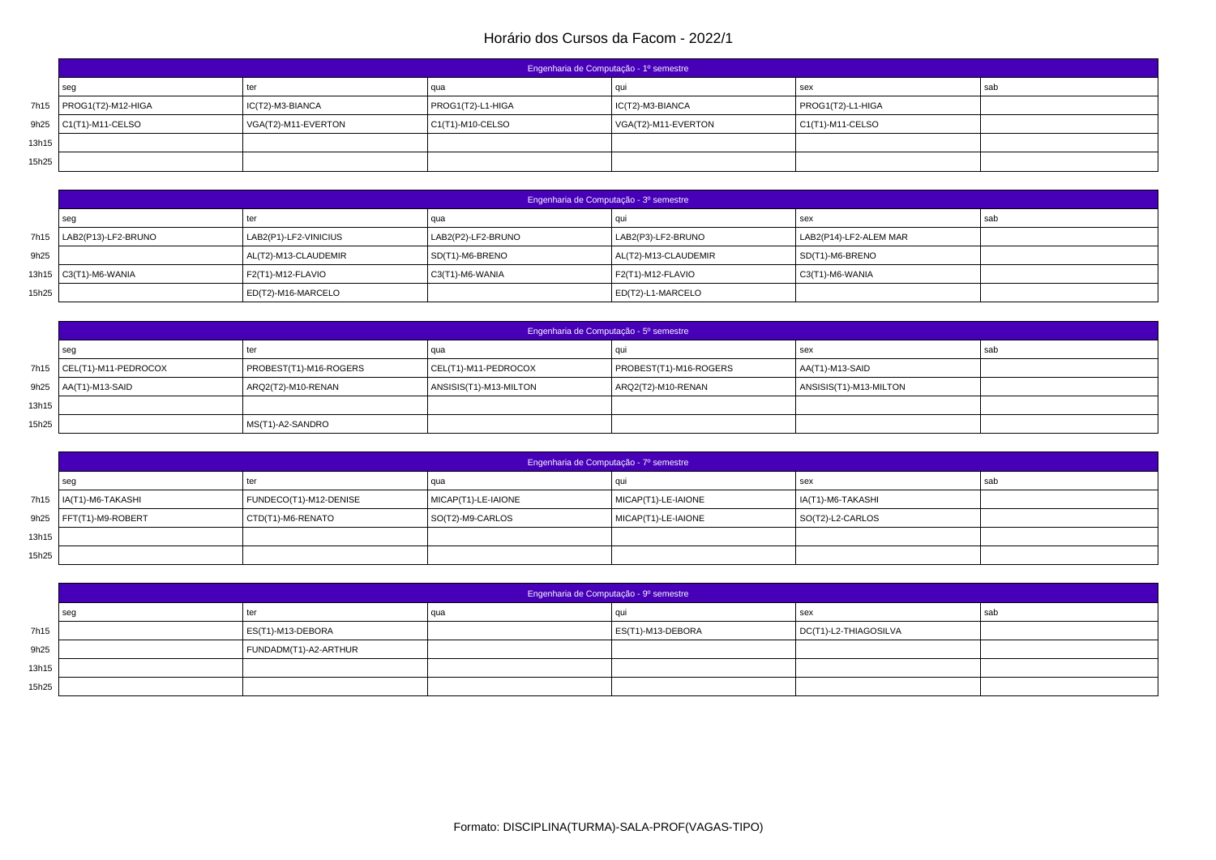# Horário dos Cursos da Facom - 2022/1

| | Engenharia de Computação - 1º semestre | | | | | |
|---|---|---|---|---|---|---|
| | seg | ter | qua | qui | sex | sab |
| 7h15 | PROG1(T2)-M12-HIGA | IC(T2)-M3-BIANCA | PROG1(T2)-L1-HIGA | IC(T2)-M3-BIANCA | PROG1(T2)-L1-HIGA | |
| 9h25 | C1(T1)-M11-CELSO | VGA(T2)-M11-EVERTON | C1(T1)-M10-CELSO | VGA(T2)-M11-EVERTON | C1(T1)-M11-CELSO | |
| 13h15 | | | | | | |
| 15h25 | | | | | | |

| | Engenharia de Computação - 3º semestre | | | | | |
|---|---|---|---|---|---|---|
| | seg | ter | qua | qui | sex | sab |
| 7h15 | LAB2(P13)-LF2-BRUNO | LAB2(P1)-LF2-VINICIUS | LAB2(P2)-LF2-BRUNO | LAB2(P3)-LF2-BRUNO | LAB2(P14)-LF2-ALEM MAR | |
| 9h25 | | AL(T2)-M13-CLAUDEMIR | SD(T1)-M6-BRENO | AL(T2)-M13-CLAUDEMIR | SD(T1)-M6-BRENO | |
| 13h15 | C3(T1)-M6-WANIA | F2(T1)-M12-FLAVIO | C3(T1)-M6-WANIA | F2(T1)-M12-FLAVIO | C3(T1)-M6-WANIA | |
| 15h25 | | ED(T2)-M16-MARCELO | | ED(T2)-L1-MARCELO | | |

| | Engenharia de Computação - 5º semestre | | | | | |
|---|---|---|---|---|---|---|
| | seg | ter | qua | qui | sex | sab |
| 7h15 | CEL(T1)-M11-PEDROCOX | PROBEST(T1)-M16-ROGERS | CEL(T1)-M11-PEDROCOX | PROBEST(T1)-M16-ROGERS | AA(T1)-M13-SAID | |
| 9h25 | AA(T1)-M13-SAID | ARQ2(T2)-M10-RENAN | ANSISIS(T1)-M13-MILTON | ARQ2(T2)-M10-RENAN | ANSISIS(T1)-M13-MILTON | |
| 13h15 | | | | | | |
| 15h25 | | MS(T1)-A2-SANDRO | | | | |

| | Engenharia de Computação - 7º semestre | | | | | |
|---|---|---|---|---|---|---|
| | seg | ter | qua | qui | sex | sab |
| 7h15 | IA(T1)-M6-TAKASHI | FUNDECO(T1)-M12-DENISE | MICAP(T1)-LE-IAIONE | MICAP(T1)-LE-IAIONE | IA(T1)-M6-TAKASHI | |
| 9h25 | FFT(T1)-M9-ROBERT | CTD(T1)-M6-RENATO | SO(T2)-M9-CARLOS | MICAP(T1)-LE-IAIONE | SO(T2)-L2-CARLOS | |
| 13h15 | | | | | | |
| 15h25 | | | | | | |

| | Engenharia de Computação - 9º semestre | | | | | |
|---|---|---|---|---|---|---|
| | seg | ter | qua | qui | sex | sab |
| 7h15 | | ES(T1)-M13-DEBORA | | ES(T1)-M13-DEBORA | DC(T1)-L2-THIAGOSILVA | |
| 9h25 | | FUNDADM(T1)-A2-ARTHUR | | | | |
| 13h15 | | | | | | |
| 15h25 | | | | | | |

Formato: DISCIPLINA(TURMA)-SALA-PROF(VAGAS-TIPO)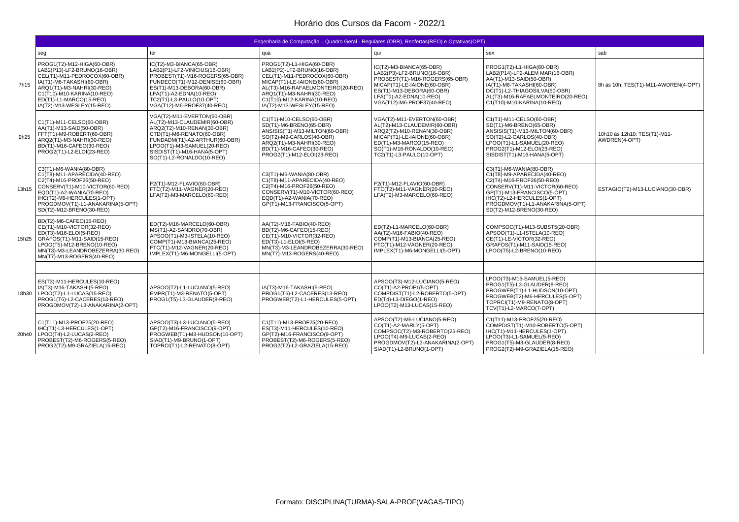# Horário dos Cursos da Facom - 2022/1

| Engenharia de Computação – Quadro Geral - Regulares (OBR), Reofertas(REO) e Optativas(OPT) | | | | | | |
|---|---|---|---|---|---|---|
| | seg | ter | qua | qui | sex | sab |
| 7h15 | PROG1(T2)-M12-HIGA(60-OBR)<br>LAB2(P13)-LF2-BRUNO(16-OBR)<br>CEL(T1)-M11-PEDROCOX(60-OBR)<br>IA(T1)-M6-TAKASHI(60-OBR)<br>ARQ1(T1)-M3-NAHRI(30-REO)<br>C1(T10)-M10-KARINA(10-REO)<br>ED(T1)-L1-MARCO(15-REO)<br>IA(T2)-M13-WESLEY(15-REO) | IC(T2)-M3-BIANCA(65-OBR)<br>LAB2(P1)-LF2-VINICIUS(16-OBR)<br>PROBEST(T1)-M16-ROGERS(65-OBR)<br>FUNDECO(T1)-M12-DENISE(60-OBR)<br>ES(T1)-M13-DEBORA(60-OBR)<br>LFA(T1)-A2-EDNA(10-REO)<br>TC2(T1)-L3-PAULO(10-OPT)<br>VGA(T12)-M6-PROF37(40-REO) | PROG1(T2)-L1-HIGA(60-OBR)<br>LAB2(P2)-LF2-BRUNO(16-OBR)<br>CEL(T1)-M11-PEDROCOX(60-OBR)<br>MICAP(T1)-LE-IAIONE(60-OBR)<br>AL(T3)-M16-RAFAELMONTEIRO(20-REO)<br>ARQ1(T1)-M3-NAHRI(30-REO)<br>C1(T10)-M12-KARINA(10-REO)<br>IA(T2)-M13-WESLEY(15-REO) | IC(T2)-M3-BIANCA(65-OBR)<br>LAB2(P3)-LF2-BRUNO(16-OBR)<br>PROBEST(T1)-M16-ROGERS(65-OBR)<br>MICAP(T1)-LE-IAIONE(60-OBR)<br>ES(T1)-M13-DEBORA(60-OBR)<br>LFA(T1)-A2-EDNA(10-REO)<br>VGA(T12)-M6-PROF37(40-REO) | PROG1(T2)-L1-HIGA(60-OBR)<br>LAB2(P14)-LF2-ALEM MAR(16-OBR)<br>AA(T1)-M13-SAID(50-OBR)<br>IA(T1)-M6-TAKASHI(60-OBR)<br>DC(T1)-L2-THIAGOSILVA(50-OBR)<br>AL(T3)-M16-RAFAELMONTEIRO(20-REO)<br>C1(T10)-M10-KARINA(10-REO) | 8h às 10h: TES(T1)-M11-AWDREN(4-OPT) |
| 9h25 | C1(T1)-M11-CELSO(60-OBR)<br>AA(T1)-M13-SAID(50-OBR)<br>FFT(T1)-M9-ROBERT(60-OBR)<br>ARQ2(T1)-M3-NAHRI(30-REO)<br>BD(T1)-M16-CAFEO(30-REO)<br>PROG2(T1)-L2-ELOI(23-REO) | VGA(T2)-M11-EVERTON(60-OBR)<br>AL(T2)-M13-CLAUDEMIR(60-OBR)<br>ARQ2(T2)-M10-RENAN(30-OBR)<br>CTD(T1)-M6-RENATO(60-OBR)<br>FUNDADM(T1)-A2-ARTHUR(60-OBR)<br>LPOO(T1)-M3-SAMUEL(20-REO)<br>SISDIST(T1)-M16-HANA(5-OPT)<br>SO(T1)-L2-RONALDO(10-REO) | C1(T1)-M10-CELSO(60-OBR)<br>SD(T1)-M6-BRENO(65-OBR)<br>ANSISIS(T1)-M13-MILTON(60-OBR)<br>SO(T2)-M9-CARLOS(40-OBR)<br>ARQ2(T1)-M3-NAHRI(30-REO)<br>BD(T1)-M16-CAFEO(30-REO)<br>PROG2(T1)-M12-ELOI(23-REO) | VGA(T2)-M11-EVERTON(60-OBR)<br>AL(T2)-M13-CLAUDEMIR(60-OBR)<br>ARQ2(T2)-M10-RENAN(30-OBR)<br>MICAP(T1)-LE-IAIONE(60-OBR)<br>ED(T1)-M3-MARCO(15-REO)<br>SO(T1)-M16-RONALDO(10-REO)<br>TC2(T1)-L3-PAULO(10-OPT) | C1(T1)-M11-CELSO(60-OBR)<br>SD(T1)-M6-BRENO(65-OBR)<br>ANSISIS(T1)-M13-MILTON(60-OBR)<br>SO(T2)-L2-CARLOS(40-OBR)<br>LPOO(T1)-L1-SAMUEL(20-REO)<br>PROG2(T1)-M12-ELOI(23-REO)<br>SISDIST(T1)-M16-HANA(5-OPT) | 10h10 às 12h10: TES(T1)-M11-AWDREN(4-OPT) |
| 13h15 | C3(T1)-M6-WANIA(80-OBR)<br>C1(T8)-M11-APARECIDA(40-REO)<br>C2(T4)-M16-PROF26(50-REO)<br>CONSERV(T1)-M10-VICTOR(60-REO)<br>EQD(T1)-A2-WANIA(70-REO)<br>IHC(T2)-M9-HERCULES(1-OPT)<br>PROGDMOV(T1)-L1-ANAKARINA(5-OPT)<br>SD(T2)-M12-BRENO(30-REO) | F2(T1)-M12-FLAVIO(60-OBR)<br>FTC(T2)-M11-VAGNER(20-REO)<br>LFA(T2)-M3-MARCELO(60-REO) | C3(T1)-M6-WANIA(80-OBR)<br>C1(T8)-M11-APARECIDA(40-REO)<br>C2(T4)-M16-PROF26(50-REO)<br>CONSERV(T1)-M10-VICTOR(60-REO)<br>EQD(T1)-A2-WANIA(70-REO)<br>GP(T1)-M13-FRANCISCO(5-OPT) | F2(T1)-M12-FLAVIO(60-OBR)<br>FTC(T2)-M11-VAGNER(20-REO)<br>LFA(T2)-M3-MARCELO(60-REO) | C3(T1)-M6-WANIA(80-OBR)<br>C1(T8)-M9-APARECIDA(40-REO)<br>C2(T4)-M16-PROF26(50-REO)<br>CONSERV(T1)-M11-VICTOR(60-REO)<br>GP(T1)-M13-FRANCISCO(5-OPT)<br>IHC(T2)-L2-HERCULES(1-OPT)<br>PROGDMOV(T1)-L1-ANAKARINA(5-OPT)<br>SD(T2)-M12-BRENO(30-REO) | ESTAGIO(T2)-M13-LUCIANO(30-OBR) |
| 15h25 | BD(T2)-M6-CAFEO(15-REO)<br>CE(T1)-M10-VICTOR(32-REO)<br>ED(T3)-M16-ELOI(5-REO)<br>GRAFOS(T1)-M11-SAID(15-REO)<br>LPOO(T5)-M12-BRENO(10-REO)<br>MN(T3)-M3-LEANDROBEZERRA(30-REO)<br>MN(T7)-M13-ROGERS(40-REO) | ED(T2)-M16-MARCELO(60-OBR)<br>MS(T1)-A2-SANDRO(70-OBR)<br>APSOO(T1)-M3-ISTELA(10-REO)<br>COMP(T1)-M13-BIANCA(25-REO)<br>FTC(T1)-M12-VAGNER(20-REO)<br>IMPLEX(T1)-M6-MONGELLI(5-OPT) | AA(T2)-M16-FABIO(40-REO)<br>BD(T2)-M6-CAFEO(15-REO)<br>CE(T1)-M10-VICTOR(32-REO)<br>ED(T3)-L1-ELOI(5-REO)<br>MN(T3)-M3-LEANDROBEZERRA(30-REO)<br>MN(T7)-M13-ROGERS(40-REO) | ED(T2)-L1-MARCELO(60-OBR)<br>AA(T2)-M16-FABIO(40-REO)<br>COMP(T1)-M13-BIANCA(25-REO)<br>FTC(T1)-M12-VAGNER(20-REO)<br>IMPLEX(T1)-M6-MONGELLI(5-OPT) | COMPSOC(T1)-M13-SUBST5(20-OBR)<br>APSOO(T1)-L1-ISTELA(10-REO)<br>CE(T1)-LE-VICTOR(32-REO)<br>GRAFOS(T1)-M11-SAID(15-REO)<br>LPOO(T5)-L2-BRENO(10-REO) | |
| | | | | | | |
| 18h30 | ES(T3)-M11-HERCULES(10-REO)<br>IA(T3)-M16-TAKASHI(5-REO)<br>LPOO(T2)-L1-LUCAS(15-REO)<br>PROG1(T6)-L2-CACERES(13-REO)<br>PROGDMOV(T2)-L3-ANAKARINA(2-OPT) | APSOO(T2)-L1-LUCIANO(5-REO)<br>EMPR(T1)-M3-RENATO(5-OPT)<br>PROG1(T5)-L3-GLAUDER(8-REO) | IA(T3)-M16-TAKASHI(5-REO)<br>PROG1(T6)-L2-CACERES(13-REO)<br>PROGWEB(T2)-L1-HERCULES(5-OPT) | APSOO(T3)-M12-LUCIANO(5-REO)<br>CO(T1)-A2-PROF1(5-OPT)<br>COMPDIST(T1)-L2-ROBERTO(5-OPT)<br>ED(T4)-L3-DIEGO(1-REO)<br>LPOO(T2)-M13-LUCAS(15-REO) | LPOO(T3)-M16-SAMUEL(5-REO)<br>PROG1(T5)-L3-GLAUDER(8-REO)<br>PROGWEB(T1)-L1-HUDSON(10-OPT)<br>PROGWEB(T2)-M6-HERCULES(5-OPT)<br>TOPRCI(T1)-M9-RENATO(8-OPT)<br>TCV(T1)-L2-MARCO(7-OPT) | |
| 20h40 | C1(T11)-M13-PROF25(20-REO)<br>IHC(T1)-L3-HERCULES(1-OPT)<br>LPOO(T4)-L2-LUCAS(2-REO)<br>PROBEST(T2)-M6-ROGERS(5-REO)<br>PROG2(T2)-M9-GRAZIELA(15-REO) | APSOO(T3)-L3-LUCIANO(5-REO)<br>GP(T2)-M16-FRANCISCO(9-OPT)<br>PROGWEB(T1)-M3-HUDSON(10-OPT)<br>SIAD(T1)-M9-BRUNO(1-OPT)<br>TOPRCI(T1)-L2-RENATO(8-OPT) | C1(T11)-M13-PROF25(20-REO)<br>ES(T3)-M11-HERCULES(10-REO)<br>GP(T2)-M16-FRANCISCO(9-OPT)<br>PROBEST(T2)-M6-ROGERS(5-REO)<br>PROG2(T2)-L2-GRAZIELA(15-REO) | APSOO(T2)-M6-LUCIANO(5-REO)<br>CO(T1)-A2-MARLY(5-OPT)<br>COMPSOC(T2)-M3-ROBERTO(25-REO)<br>LPOO(T4)-M9-LUCAS(2-REO)<br>PROGDMOV(T2)-L3-ANAKARINA(2-OPT)<br>SIAD(T1)-L2-BRUNO(1-OPT) | C1(T11)-M13-PROF25(20-REO)<br>COMPDIST(T1)-M10-ROBERTO(5-OPT)<br>IHC(T1)-M11-HERCULES(1-OPT)<br>LPOO(T3)-L1-SAMUEL(5-REO)<br>PROG1(T5)-M3-GLAUDER(8-REO)<br>PROG2(T2)-M9-GRAZIELA(15-REO) | |

Formato: DISCIPLINA(TURMA)-SALA-PROF(VAGAS-TIPO)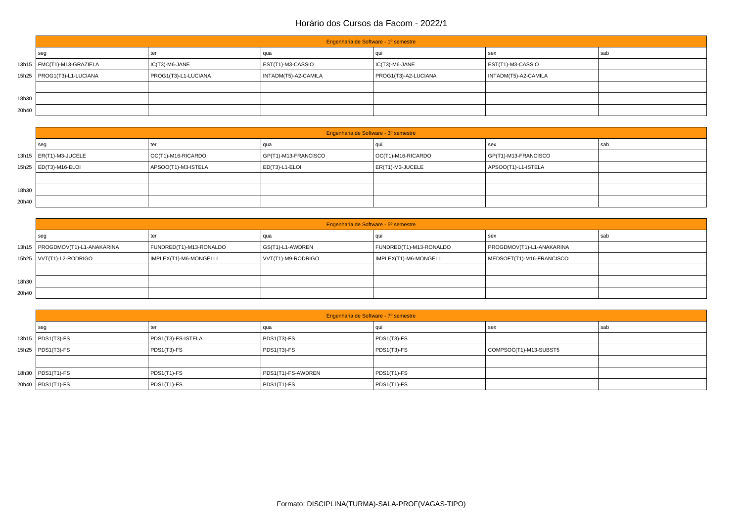# Horário dos Cursos da Facom - 2022/1

| | Engenharia de Software - 1º semestre | | | | | |
|---|---|---|---|---|---|---|
| | seg | ter | qua | qui | sex | sab |
| 13h15 | FMC(T1)-M13-GRAZIELA | IC(T3)-M6-JANE | EST(T1)-M3-CASSIO | IC(T3)-M6-JANE | EST(T1)-M3-CASSIO | |
| 15h25 | PROG1(T3)-L1-LUCIANA | PROG1(T3)-L1-LUCIANA | INTADM(T5)-A2-CAMILA | PROG1(T3)-A2-LUCIANA | INTADM(T5)-A2-CAMILA | |
| | | | | | | |
| 18h30 | | | | | | |
| 20h40 | | | | | | |

| | Engenharia de Software - 3º semestre | | | | | |
|---|---|---|---|---|---|---|
| | seg | ter | qua | qui | sex | sab |
| 13h15 | ER(T1)-M3-JUCELE | OC(T1)-M16-RICARDO | GP(T1)-M13-FRANCISCO | OC(T1)-M16-RICARDO | GP(T1)-M13-FRANCISCO | |
| 15h25 | ED(T3)-M16-ELOI | APSOO(T1)-M3-ISTELA | ED(T3)-L1-ELOI | ER(T1)-M3-JUCELE | APSOO(T1)-L1-ISTELA | |
| | | | | | | |
| 18h30 | | | | | | |
| 20h40 | | | | | | |

| | Engenharia de Software - 5º semestre | | | | | |
|---|---|---|---|---|---|---|
| | seg | ter | qua | qui | sex | sab |
| 13h15 | PROGDMOV(T1)-L1-ANAKARINA | FUNDRED(T1)-M13-RONALDO | GS(T1)-L1-AWDREN | FUNDRED(T1)-M13-RONALDO | PROGDMOV(T1)-L1-ANAKARINA | |
| 15h25 | VVT(T1)-L2-RODRIGO | IMPLEX(T1)-M6-MONGELLI | VVT(T1)-M9-RODRIGO | IMPLEX(T1)-M6-MONGELLI | MEDSOFT(T1)-M16-FRANCISCO | |
| | | | | | | |
| 18h30 | | | | | | |
| 20h40 | | | | | | |

| | Engenharia de Software - 7º semestre | | | | | |
|---|---|---|---|---|---|---|
| | seg | ter | qua | qui | sex | sab |
| 13h15 | PDS1(T3)-FS | PDS1(T3)-FS-ISTELA | PDS1(T3)-FS | PDS1(T3)-FS | | |
| 15h25 | PDS1(T3)-FS | PDS1(T3)-FS | PDS1(T3)-FS | PDS1(T3)-FS | COMPSOC(T1)-M13-SUBST5 | |
| | | | | | | |
| 18h30 | PDS1(T1)-FS | PDS1(T1)-FS | PDS1(T1)-FS-AWDREN | PDS1(T1)-FS | | |
| 20h40 | PDS1(T1)-FS | PDS1(T1)-FS | PDS1(T1)-FS | PDS1(T1)-FS | | |

Formato: DISCIPLINA(TURMA)-SALA-PROF(VAGAS-TIPO)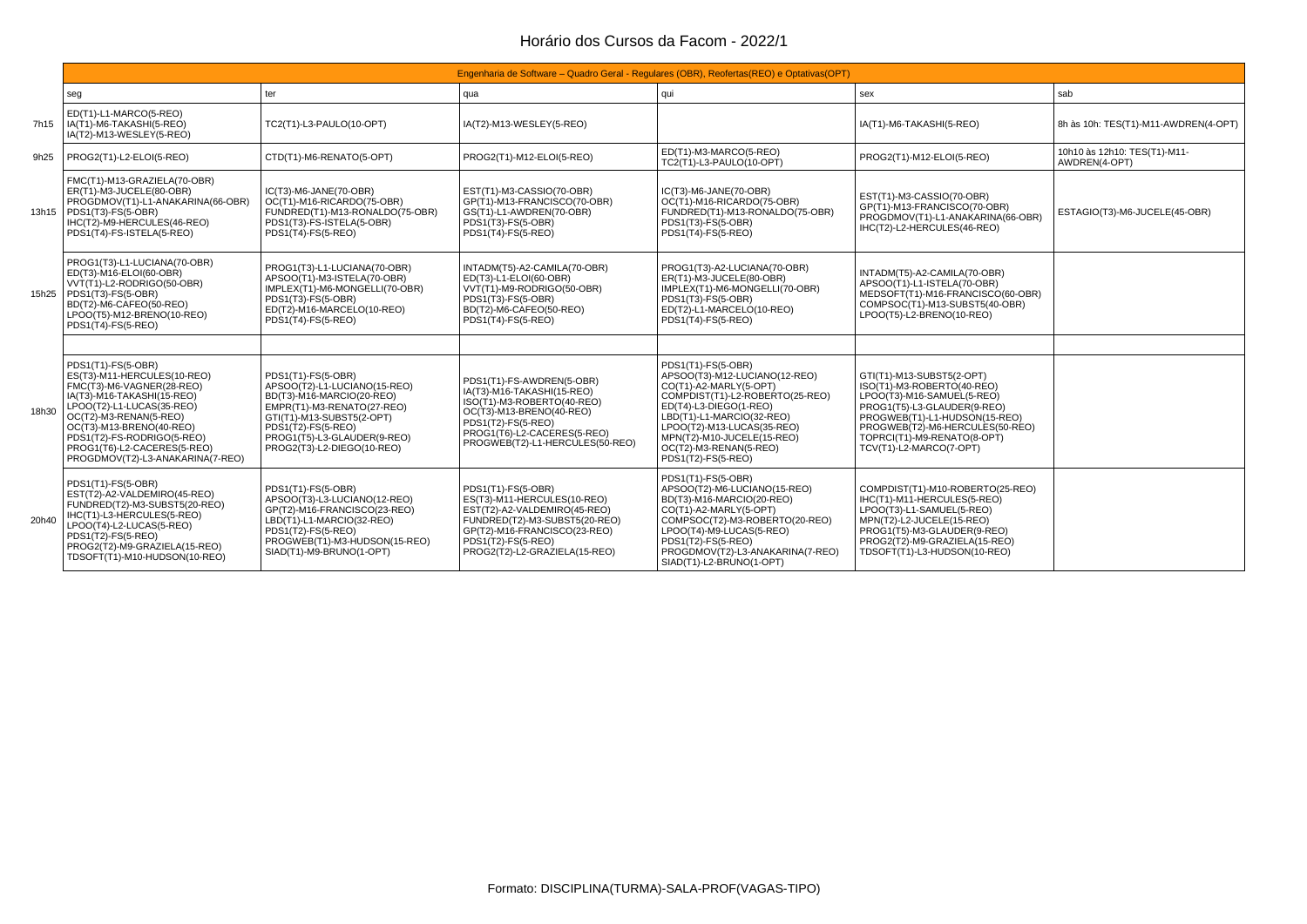# Horário dos Cursos da Facom - 2022/1

| | Engenharia de Software – Quadro Geral - Regulares (OBR), Reofertas(REO) e Optativas(OPT) | | | | | |
|---|---|---|---|---|---|---|
| | seg | ter | qua | qui | sex | sab |
| 7h15 | ED(T1)-L1-MARCO(5-REO)<br>IA(T1)-M6-TAKASHI(5-REO)<br>IA(T2)-M13-WESLEY(5-REO) | TC2(T1)-L3-PAULO(10-OPT) | IA(T2)-M13-WESLEY(5-REO) | | IA(T1)-M6-TAKASHI(5-REO) | 8h às 10h: TES(T1)-M11-AWDREN(4-OPT) |
| 9h25 | PROG2(T1)-L2-ELOI(5-REO) | CTD(T1)-M6-RENATO(5-OPT) | PROG2(T1)-M12-ELOI(5-REO) | ED(T1)-M3-MARCO(5-REO)<br>TC2(T1)-L3-PAULO(10-OPT) | PROG2(T1)-M12-ELOI(5-REO) | 10h10 às 12h10: TES(T1)-M11-AWDREN(4-OPT) |
| 13h15 | FMC(T1)-M13-GRAZIELA(70-OBR)<br>ER(T1)-M3-JUCELE(80-OBR)<br>PROGDMOV(T1)-L1-ANAKARINA(66-OBR)<br>PDS1(T3)-FS(5-OBR)<br>IHC(T2)-M9-HERCULES(46-REO)<br>PDS1(T4)-FS-ISTELA(5-REO) | IC(T3)-M6-JANE(70-OBR)<br>OC(T1)-M16-RICARDO(75-OBR)<br>FUNDRED(T1)-M13-RONALDO(75-OBR)<br>PDS1(T3)-FS-ISTELA(5-OBR)<br>PDS1(T4)-FS(5-REO) | EST(T1)-M3-CASSIO(70-OBR)<br>GP(T1)-M13-FRANCISCO(70-OBR)<br>GS(T1)-L1-AWDREN(70-OBR)<br>PDS1(T3)-FS(5-OBR)<br>PDS1(T4)-FS(5-REO) | IC(T3)-M6-JANE(70-OBR)<br>OC(T1)-M16-RICARDO(75-OBR)<br>FUNDRED(T1)-M13-RONALDO(75-OBR)<br>PDS1(T3)-FS(5-OBR)<br>PDS1(T4)-FS(5-REO) | EST(T1)-M3-CASSIO(70-OBR)<br>GP(T1)-M13-FRANCISCO(70-OBR)<br>PROGDMOV(T1)-L1-ANAKARINA(66-OBR)<br>IHC(T2)-L2-HERCULES(46-REO) | ESTAGIO(T3)-M6-JUCELE(45-OBR) |
| 15h25 | PROG1(T3)-L1-LUCIANA(70-OBR)<br>ED(T3)-M16-ELOI(60-OBR)<br>VVT(T1)-L2-RODRIGO(50-OBR)<br>PDS1(T3)-FS(5-OBR)<br>BD(T2)-M6-CAFEO(50-REO)<br>LPOO(T5)-M12-BRENO(10-REO)<br>PDS1(T4)-FS(5-REO) | PROG1(T3)-L1-LUCIANA(70-OBR)<br>APSOO(T1)-M3-ISTELA(70-OBR)<br>IMPLEX(T1)-M6-MONGELLI(70-OBR)<br>PDS1(T3)-FS(5-OBR)<br>ED(T2)-M16-MARCELO(10-REO)<br>PDS1(T4)-FS(5-REO) | INTADM(T5)-A2-CAMILA(70-OBR)<br>ED(T3)-L1-ELOI(60-OBR)<br>VVT(T1)-M9-RODRIGO(50-OBR)<br>PDS1(T3)-FS(5-OBR)<br>BD(T2)-M6-CAFEO(50-REO)<br>PDS1(T4)-FS(5-REO) | PROG1(T3)-A2-LUCIANA(70-OBR)<br>ER(T1)-M3-JUCELE(80-OBR)<br>IMPLEX(T1)-M6-MONGELLI(70-OBR)<br>PDS1(T3)-FS(5-OBR)<br>ED(T2)-L1-MARCELO(10-REO)<br>PDS1(T4)-FS(5-REO) | INTADM(T5)-A2-CAMILA(70-OBR)<br>APSOO(T1)-L1-ISTELA(70-OBR)<br>MEDSOFT(T1)-M16-FRANCISCO(60-OBR)<br>COMPSOC(T1)-M13-SUBST5(40-OBR)<br>LPOO(T5)-L2-BRENO(10-REO) | |
| | | | | | | |
| 18h30 | PDS1(T1)-FS(5-OBR)<br>ES(T3)-M11-HERCULES(10-REO)<br>FMC(T3)-M6-VAGNER(28-REO)<br>IA(T3)-M16-TAKASHI(15-REO)<br>LPOO(T2)-L1-LUCAS(35-REO)<br>OC(T2)-M3-RENAN(5-REO)<br>OC(T3)-M13-BRENO(40-REO)<br>PDS1(T2)-FS-RODRIGO(5-REO)<br>PROG1(T6)-L2-CACERES(5-REO)<br>PROGDMOV(T2)-L3-ANAKARINA(7-REO) | PDS1(T1)-FS(5-OBR)<br>APSOO(T2)-L1-LUCIANO(15-REO)<br>BD(T3)-M16-MARCIO(20-REO)<br>EMPR(T1)-M3-RENATO(27-REO)<br>GTI(T1)-M13-SUBST5(2-OPT)<br>PDS1(T2)-FS(5-REO)<br>PROG1(T5)-L3-GLAUDER(9-REO)<br>PROG2(T3)-L2-DIEGO(10-REO) | PDS1(T1)-FS-AWDREN(5-OBR)<br>IA(T3)-M16-TAKASHI(15-REO)<br>ISO(T1)-M3-ROBERTO(40-REO)<br>OC(T3)-M13-BRENO(40-REO)<br>PDS1(T2)-FS(5-REO)<br>PROG1(T6)-L2-CACERES(5-REO)<br>PROGWEB(T2)-L1-HERCULES(50-REO) | PDS1(T1)-FS(5-OBR)<br>APSOO(T3)-M12-LUCIANO(12-REO)<br>CO(T1)-A2-MARLY(5-OPT)<br>COMPDIST(T1)-L2-ROBERTO(25-REO)<br>ED(T4)-L3-DIEGO(1-REO)<br>LBD(T1)-L1-MARCIO(32-REO)<br>LPOO(T2)-M13-LUCAS(35-REO)<br>MPN(T2)-M10-JUCELE(15-REO)<br>OC(T2)-M3-RENAN(5-REO)<br>PDS1(T2)-FS(5-REO) | GTI(T1)-M13-SUBST5(2-OPT)<br>ISO(T1)-M3-ROBERTO(40-REO)<br>LPOO(T3)-M16-SAMUEL(5-REO)<br>PROG1(T5)-L3-GLAUDER(9-REO)<br>PROGWEB(T1)-L1-HUDSON(15-REO)<br>PROGWEB(T2)-M6-HERCULES(50-REO)<br>TOPRCI(T1)-M9-RENATO(8-OPT)<br>TCV(T1)-L2-MARCO(7-OPT) | |
| 20h40 | PDS1(T1)-FS(5-OBR)<br>EST(T2)-A2-VALDEMIRO(45-REO)<br>FUNDRED(T2)-M3-SUBST5(20-REO)<br>IHC(T1)-L3-HERCULES(5-REO)<br>LPOO(T4)-L2-LUCAS(5-REO)<br>PDS1(T2)-FS(5-REO)<br>PROG2(T2)-M9-GRAZIELA(15-REO)<br>TDSOFT(T1)-M10-HUDSON(10-REO) | PDS1(T1)-FS(5-OBR)<br>APSOO(T3)-L3-LUCIANO(12-REO)<br>GP(T2)-M16-FRANCISCO(23-REO)<br>LBD(T1)-L1-MARCIO(32-REO)<br>PDS1(T2)-FS(5-REO)<br>PROGWEB(T1)-M3-HUDSON(15-REO)<br>SIAD(T1)-M9-BRUNO(1-OPT) | PDS1(T1)-FS(5-OBR)<br>ES(T3)-M11-HERCULES(10-REO)<br>EST(T2)-A2-VALDEMIRO(45-REO)<br>FUNDRED(T2)-M3-SUBST5(20-REO)<br>GP(T2)-M16-FRANCISCO(23-REO)<br>PDS1(T2)-FS(5-REO)<br>PROG2(T2)-L2-GRAZIELA(15-REO) | PDS1(T1)-FS(5-OBR)<br>APSOO(T2)-M6-LUCIANO(15-REO)<br>BD(T3)-M16-MARCIO(20-REO)<br>CO(T1)-A2-MARLY(5-OPT)<br>COMPSOC(T2)-M3-ROBERTO(20-REO)<br>LPOO(T4)-M9-LUCAS(5-REO)<br>PDS1(T2)-FS(5-REO)<br>PROGDMOV(T2)-L3-ANAKARINA(7-REO)<br>SIAD(T1)-L2-BRUNO(1-OPT) | COMPDIST(T1)-M10-ROBERTO(25-REO)<br>IHC(T1)-M11-HERCULES(5-REO)<br>LPOO(T3)-L1-SAMUEL(5-REO)<br>MPN(T2)-L2-JUCELE(15-REO)<br>PROG1(T5)-M3-GLAUDER(9-REO)<br>PROG2(T2)-M9-GRAZIELA(15-REO)<br>TDSOFT(T1)-L3-HUDSON(10-REO) | |

Formato: DISCIPLINA(TURMA)-SALA-PROF(VAGAS-TIPO)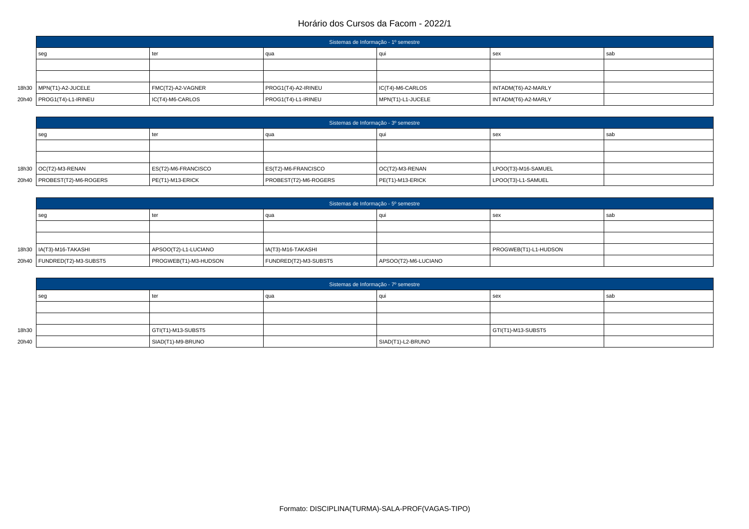# Horário dos Cursos da Facom - 2022/1

| | Sistemas de Informação - 1º semestre | | | | | |
|---|---|---|---|---|---|---|
| | seg | ter | qua | qui | sex | sab |
| | | | | | | |
| | | | | | | |
| 18h30 | MPN(T1)-A2-JUCELE | FMC(T2)-A2-VAGNER | PROG1(T4)-A2-IRINEU | IC(T4)-M6-CARLOS | INTADM(T6)-A2-MARLY | |
| 20h40 | PROG1(T4)-L1-IRINEU | IC(T4)-M6-CARLOS | PROG1(T4)-L1-IRINEU | MPN(T1)-L1-JUCELE | INTADM(T6)-A2-MARLY | |

| | Sistemas de Informação - 3º semestre | | | | | |
|---|---|---|---|---|---|---|
| | seg | ter | qua | qui | sex | sab |
| | | | | | | |
| | | | | | | |
| 18h30 | OC(T2)-M3-RENAN | ES(T2)-M6-FRANCISCO | ES(T2)-M6-FRANCISCO | OC(T2)-M3-RENAN | LPOO(T3)-M16-SAMUEL | |
| 20h40 | PROBEST(T2)-M6-ROGERS | PE(T1)-M13-ERICK | PROBEST(T2)-M6-ROGERS | PE(T1)-M13-ERICK | LPOO(T3)-L1-SAMUEL | |

| | Sistemas de Informação - 5º semestre | | | | | |
|---|---|---|---|---|---|---|
| | seg | ter | qua | qui | sex | sab |
| | | | | | | |
| | | | | | | |
| 18h30 | IA(T3)-M16-TAKASHI | APSOO(T2)-L1-LUCIANO | IA(T3)-M16-TAKASHI | | PROGWEB(T1)-L1-HUDSON | |
| 20h40 | FUNDRED(T2)-M3-SUBST5 | PROGWEB(T1)-M3-HUDSON | FUNDRED(T2)-M3-SUBST5 | APSOO(T2)-M6-LUCIANO | | |

| | Sistemas de Informação - 7º semestre | | | | | |
|---|---|---|---|---|---|---|
| | seg | ter | qua | qui | sex | sab |
| | | | | | | |
| | | | | | | |
| 18h30 | | GTI(T1)-M13-SUBST5 | | | GTI(T1)-M13-SUBST5 | |
| 20h40 | | SIAD(T1)-M9-BRUNO | | SIAD(T1)-L2-BRUNO | | |

Formato: DISCIPLINA(TURMA)-SALA-PROF(VAGAS-TIPO)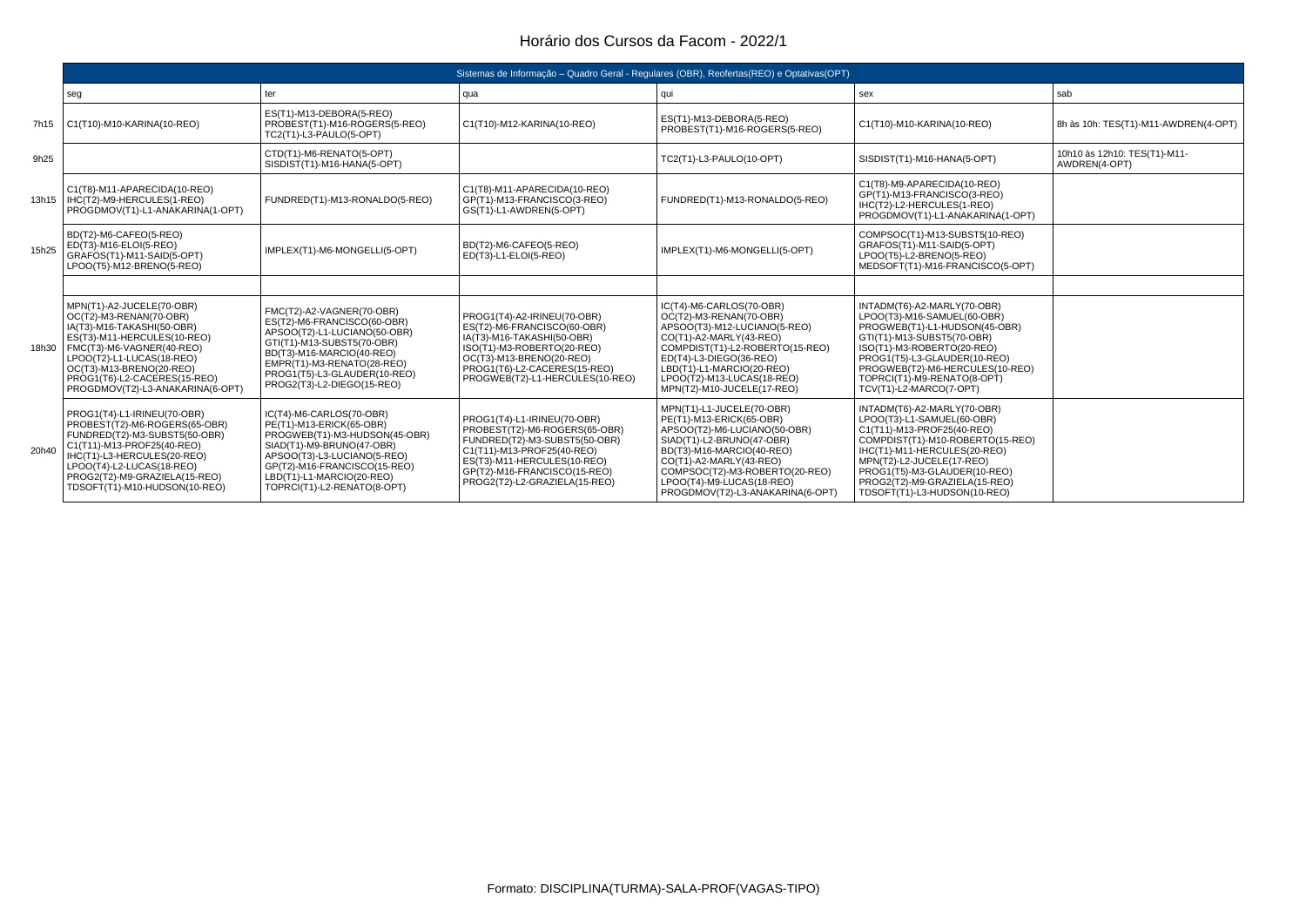# Horário dos Cursos da Facom - 2022/1

| Sistemas de Informação – Quadro Geral - Regulares (OBR), Reofertas(REO) e Optativas(OPT) | | | | | | |
|---|---|---|---|---|---|---|
| | seg | ter | qua | qui | sex | sab |
| 7h15 | C1(T10)-M10-KARINA(10-REO) | ES(T1)-M13-DEBORA(5-REO)<br>PROBEST(T1)-M16-ROGERS(5-REO)<br>TC2(T1)-L3-PAULO(5-OPT) | C1(T10)-M12-KARINA(10-REO) | ES(T1)-M13-DEBORA(5-REO)<br>PROBEST(T1)-M16-ROGERS(5-REO) | C1(T10)-M10-KARINA(10-REO) | 8h às 10h: TES(T1)-M11-AWDREN(4-OPT) |
| 9h25 | | CTD(T1)-M6-RENATO(5-OPT)<br>SISDIST(T1)-M16-HANA(5-OPT) | | TC2(T1)-L3-PAULO(10-OPT) | SISDIST(T1)-M16-HANA(5-OPT) | 10h10 às 12h10: TES(T1)-M11-AWDREN(4-OPT) |
| 13h15 | C1(T8)-M11-APARECIDA(10-REO)<br>IHC(T2)-M9-HERCULES(1-REO)<br>PROGDMOV(T1)-L1-ANAKARINA(1-OPT) | FUNDRED(T1)-M13-RONALDO(5-REO) | C1(T8)-M11-APARECIDA(10-REO)<br>GP(T1)-M13-FRANCISCO(3-REO)<br>GS(T1)-L1-AWDREN(5-OPT) | FUNDRED(T1)-M13-RONALDO(5-REO) | C1(T8)-M9-APARECIDA(10-REO)<br>GP(T1)-M13-FRANCISCO(3-REO)<br>IHC(T2)-L2-HERCULES(1-REO)<br>PROGDMOV(T1)-L1-ANAKARINA(1-OPT) | |
| 15h25 | BD(T2)-M6-CAFEO(5-REO)<br>ED(T3)-M16-ELOI(5-REO)<br>GRAFOS(T1)-M11-SAID(5-OPT)<br>LPOO(T5)-M12-BRENO(5-REO) | IMPLEX(T1)-M6-MONGELLI(5-OPT) | BD(T2)-M6-CAFEO(5-REO)<br>ED(T3)-L1-ELOI(5-REO) | IMPLEX(T1)-M6-MONGELLI(5-OPT) | COMPSOC(T1)-M13-SUBST5(10-REO)<br>GRAFOS(T1)-M11-SAID(5-OPT)<br>LPOO(T5)-L2-BRENO(5-REO)<br>MEDSOFT(T1)-M16-FRANCISCO(5-OPT) | |
| | | | | | | |
| 18h30 | MPN(T1)-A2-JUCELE(70-OBR)<br>OC(T2)-M3-RENAN(70-OBR)<br>IA(T3)-M16-TAKASHI(50-OBR)<br>ES(T3)-M11-HERCULES(10-REO)<br>FMC(T3)-M6-VAGNER(40-REO)<br>LPOO(T2)-L1-LUCAS(18-REO)<br>OC(T3)-M13-BRENO(20-REO)<br>PROG1(T6)-L2-CACERES(15-REO)<br>PROGDMOV(T2)-L3-ANAKARINA(6-OPT) | FMC(T2)-A2-VAGNER(70-OBR)<br>ES(T2)-M6-FRANCISCO(60-OBR)<br>APSOO(T2)-L1-LUCIANO(50-OBR)<br>GTI(T1)-M13-SUBST5(70-OBR)<br>BD(T3)-M16-MARCIO(40-REO)<br>EMPR(T1)-M3-RENATO(28-REO)<br>PROG1(T5)-L3-GLAUDER(10-REO)<br>PROG2(T3)-L2-DIEGO(15-REO) | PROG1(T4)-A2-IRINEU(70-OBR)<br>ES(T2)-M6-FRANCISCO(60-OBR)<br>IA(T3)-M16-TAKASHI(50-OBR)<br>ISO(T1)-M3-ROBERTO(20-REO)<br>OC(T3)-M13-BRENO(20-REO)<br>PROG1(T6)-L2-CACERES(15-REO)<br>PROGWEB(T2)-L1-HERCULES(10-REO) | IC(T4)-M6-CARLOS(70-OBR)<br>OC(T2)-M3-RENAN(70-OBR)<br>APSOO(T3)-M12-LUCIANO(5-REO)<br>CO(T1)-A2-MARLY(43-REO)<br>COMPDIST(T1)-L2-ROBERTO(15-REO)<br>ED(T4)-L3-DIEGO(36-REO)<br>LBD(T1)-L1-MARCIO(20-REO)<br>LPOO(T2)-M13-LUCAS(18-REO)<br>MPN(T2)-M10-JUCELE(17-REO) | INTADM(T6)-A2-MARLY(70-OBR)<br>LPOO(T3)-M16-SAMUEL(60-OBR)<br>PROGWEB(T1)-L1-HUDSON(45-OBR)<br>GTI(T1)-M13-SUBST5(70-OBR)<br>ISO(T1)-M3-ROBERTO(20-REO)<br>PROG1(T5)-L3-GLAUDER(10-REO)<br>PROGWEB(T2)-M6-HERCULES(10-REO)<br>TOPRCI(T1)-M9-RENATO(8-OPT)<br>TCV(T1)-L2-MARCO(7-OPT) | |
| 20h40 | PROG1(T4)-L1-IRINEU(70-OBR)<br>PROBEST(T2)-M6-ROGERS(65-OBR)<br>FUNDRED(T2)-M3-SUBST5(50-OBR)<br>C1(T11)-M13-PROF25(40-REO)<br>IHC(T1)-L3-HERCULES(20-REO)<br>LPOO(T4)-L2-LUCAS(18-REO)<br>PROG2(T2)-M9-GRAZIELA(15-REO)<br>TDSOFT(T1)-M10-HUDSON(10-REO) | IC(T4)-M6-CARLOS(70-OBR)<br>PE(T1)-M13-ERICK(65-OBR)<br>PROGWEB(T1)-M3-HUDSON(45-OBR)<br>SIAD(T1)-M9-BRUNO(47-OBR)<br>APSOO(T3)-L3-LUCIANO(5-REO)<br>GP(T2)-M16-FRANCISCO(15-REO)<br>LBD(T1)-L1-MARCIO(20-REO)<br>TOPRCI(T1)-L2-RENATO(8-OPT) | PROG1(T4)-L1-IRINEU(70-OBR)<br>PROBEST(T2)-M6-ROGERS(65-OBR)<br>FUNDRED(T2)-M3-SUBST5(50-OBR)<br>C1(T11)-M13-PROF25(40-REO)<br>ES(T3)-M11-HERCULES(10-REO)<br>GP(T2)-M16-FRANCISCO(15-REO)<br>PROG2(T2)-L2-GRAZIELA(15-REO) | MPN(T1)-L1-JUCELE(70-OBR)<br>PE(T1)-M13-ERICK(65-OBR)<br>APSOO(T2)-M6-LUCIANO(50-OBR)<br>SIAD(T1)-L2-BRUNO(47-OBR)<br>BD(T3)-M16-MARCIO(40-REO)<br>CO(T1)-A2-MARLY(43-REO)<br>COMPSOC(T2)-M3-ROBERTO(20-REO)<br>LPOO(T4)-M9-LUCAS(18-REO)<br>PROGDMOV(T2)-L3-ANAKARINA(6-OPT) | INTADM(T6)-A2-MARLY(70-OBR)<br>LPOO(T3)-L1-SAMUEL(60-OBR)<br>C1(T11)-M13-PROF25(40-REO)<br>COMPDIST(T1)-M10-ROBERTO(15-REO)<br>IHC(T1)-M11-HERCULES(20-REO)<br>MPN(T2)-L2-JUCELE(17-REO)<br>PROG1(T5)-M3-GLAUDER(10-REO)<br>PROG2(T2)-M9-GRAZIELA(15-REO)<br>TDSOFT(T1)-L3-HUDSON(10-REO) | |

Formato: DISCIPLINA(TURMA)-SALA-PROF(VAGAS-TIPO)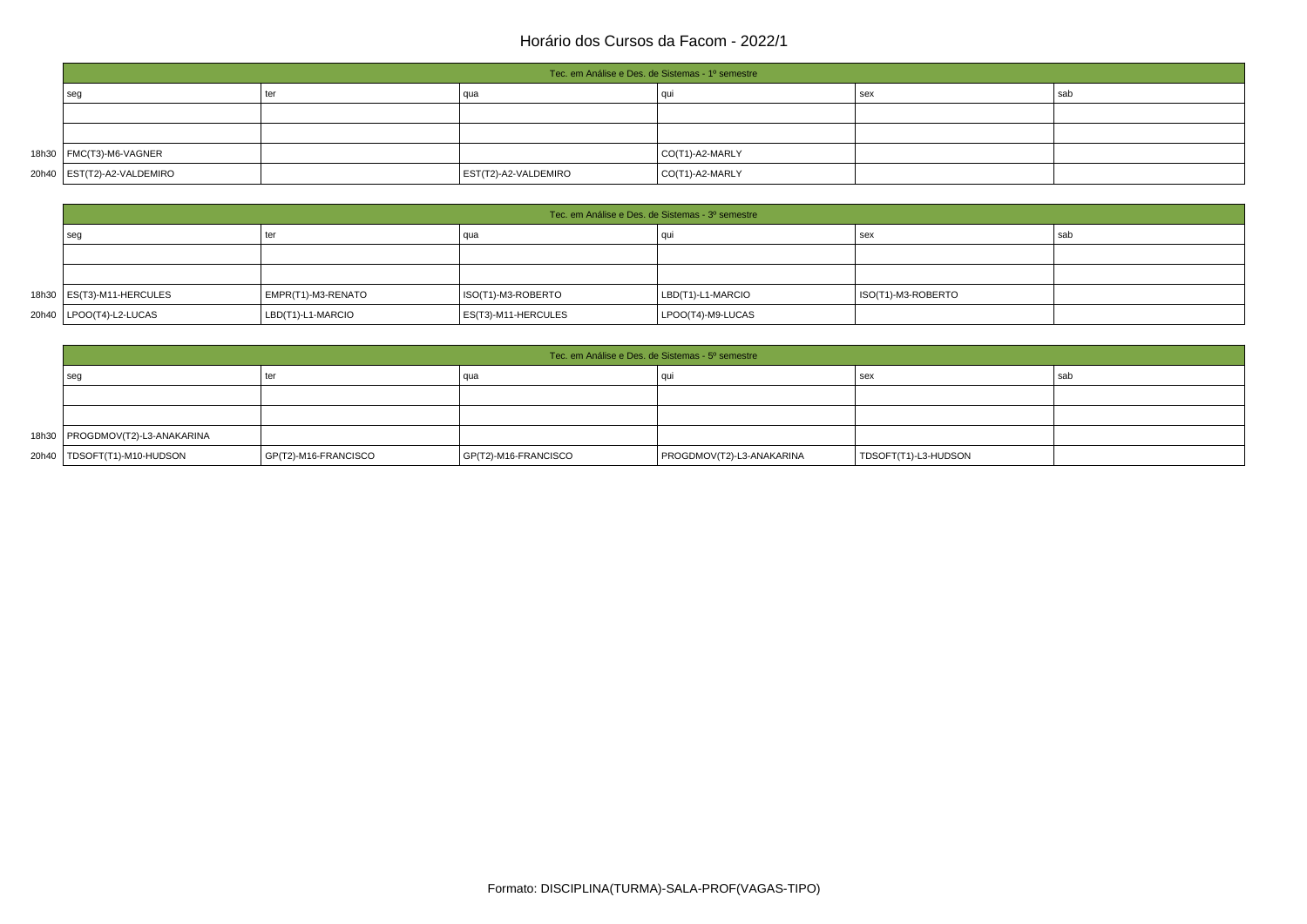# Horário dos Cursos da Facom - 2022/1

| | Tec. em Análise e Des. de Sistemas - 1º semestre | | | | | |
|---|---|---|---|---|---|---|
| | seg | ter | qua | qui | sex | sab |
| | | | | | | |
| | | | | | | |
| 18h30 | FMC(T3)-M6-VAGNER | | | CO(T1)-A2-MARLY | | |
| 20h40 | EST(T2)-A2-VALDEMIRO | | EST(T2)-A2-VALDEMIRO | CO(T1)-A2-MARLY | | |

| | Tec. em Análise e Des. de Sistemas - 3º semestre | | | | | |
|---|---|---|---|---|---|---|
| | seg | ter | qua | qui | sex | sab |
| | | | | | | |
| | | | | | | |
| 18h30 | ES(T3)-M11-HERCULES | EMPR(T1)-M3-RENATO | ISO(T1)-M3-ROBERTO | LBD(T1)-L1-MARCIO | ISO(T1)-M3-ROBERTO | |
| 20h40 | LPOO(T4)-L2-LUCAS | LBD(T1)-L1-MARCIO | ES(T3)-M11-HERCULES | LPOO(T4)-M9-LUCAS | | |

| | Tec. em Análise e Des. de Sistemas - 5º semestre | | | | | |
|---|---|---|---|---|---|---|
| | seg | ter | qua | qui | sex | sab |
| | | | | | | |
| | | | | | | |
| 18h30 | PROGDMOV(T2)-L3-ANAKARINA | | | | | |
| 20h40 | TDSOFT(T1)-M10-HUDSON | GP(T2)-M16-FRANCISCO | GP(T2)-M16-FRANCISCO | PROGDMOV(T2)-L3-ANAKARINA | TDSOFT(T1)-L3-HUDSON | |

Formato: DISCIPLINA(TURMA)-SALA-PROF(VAGAS-TIPO)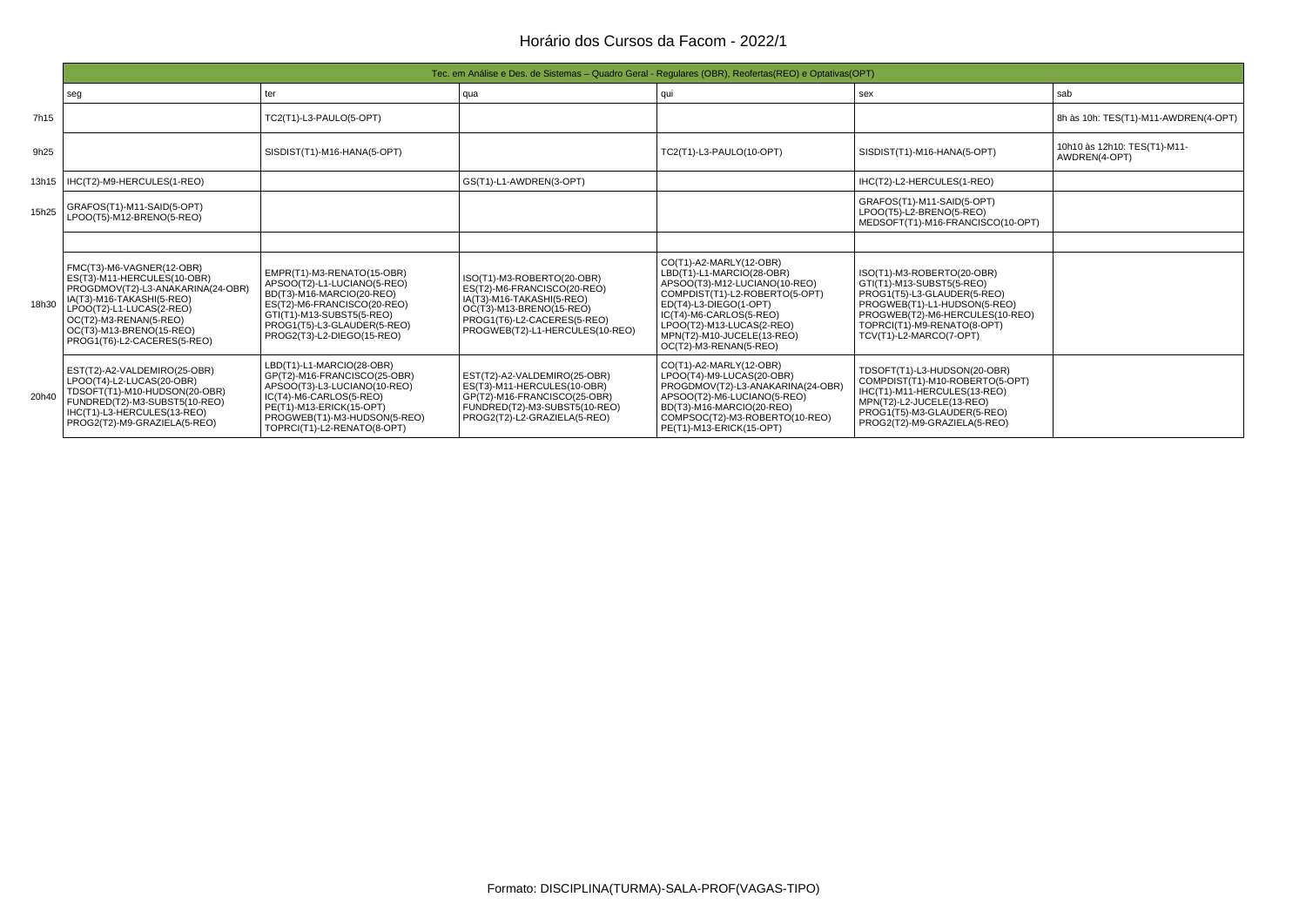# Horário dos Cursos da Facom - 2022/1

| | Tec. em Análise e Des. de Sistemas – Quadro Geral - Regulares (OBR), Reofertas(REO) e Optativas(OPT) | | | | | |
|---|---|---|---|---|---|---|
| | seg | ter | qua | qui | sex | sab |
| 7h15 | | TC2(T1)-L3-PAULO(5-OPT) | | | | 8h às 10h: TES(T1)-M11-AWDREN(4-OPT) |
| 9h25 | | SISDIST(T1)-M16-HANA(5-OPT) | | TC2(T1)-L3-PAULO(10-OPT) | SISDIST(T1)-M16-HANA(5-OPT) | 10h10 às 12h10: TES(T1)-M11-AWDREN(4-OPT) |
| 13h15 | IHC(T2)-M9-HERCULES(1-REO) | | GS(T1)-L1-AWDREN(3-OPT) | | IHC(T2)-L2-HERCULES(1-REO) | |
| 15h25 | GRAFOS(T1)-M11-SAID(5-OPT)<br>LPOO(T5)-M12-BRENO(5-REO) | | | | GRAFOS(T1)-M11-SAID(5-OPT)<br>LPOO(T5)-L2-BRENO(5-REO)<br>MEDSOFT(T1)-M16-FRANCISCO(10-OPT) | |
| | | | | | | |
| 18h30 | FMC(T3)-M6-VAGNER(12-OBR)<br>ES(T3)-M11-HERCULES(10-OBR)<br>PROGDMOV(T2)-L3-ANAKARINA(24-OBR)<br>IA(T3)-M16-TAKASHI(5-REO)<br>LPOO(T2)-L1-LUCAS(2-REO)<br>OC(T2)-M3-RENAN(5-REO)<br>OC(T3)-M13-BRENO(15-REO)<br>PROG1(T6)-L2-CACERES(5-REO) | EMPR(T1)-M3-RENATO(15-OBR)<br>APSOO(T2)-L1-LUCIANO(5-REO)<br>BD(T3)-M16-MARCIO(20-REO)<br>ES(T2)-M6-FRANCISCO(20-REO)<br>GTI(T1)-M13-SUBST5(5-REO)<br>PROG1(T5)-L3-GLAUDER(5-REO)<br>PROG2(T3)-L2-DIEGO(15-REO) | ISO(T1)-M3-ROBERTO(20-OBR)<br>ES(T2)-M6-FRANCISCO(20-REO)<br>IA(T3)-M16-TAKASHI(5-REO)<br>OC(T3)-M13-BRENO(15-REO)<br>PROG1(T6)-L2-CACERES(5-REO)<br>PROGWEB(T2)-L1-HERCULES(10-REO) | CO(T1)-A2-MARLY(12-OBR)<br>LBD(T1)-L1-MARCIO(28-OBR)<br>APSOO(T3)-M12-LUCIANO(10-REO)<br>COMPDIST(T1)-L2-ROBERTO(5-OPT)<br>ED(T4)-L3-DIEGO(1-OPT)<br>IC(T4)-M6-CARLOS(5-REO)<br>LPOO(T2)-M13-LUCAS(2-REO)<br>MPN(T2)-M10-JUCELE(13-REO)<br>OC(T2)-M3-RENAN(5-REO) | ISO(T1)-M3-ROBERTO(20-OBR)<br>GTI(T1)-M13-SUBST5(5-REO)<br>PROG1(T5)-L3-GLAUDER(5-REO)<br>PROGWEB(T1)-L1-HUDSON(5-REO)<br>PROGWEB(T2)-M6-HERCULES(10-REO)<br>TOPRCI(T1)-M9-RENATO(8-OPT)<br>TCV(T1)-L2-MARCO(7-OPT) | |
| 20h40 | EST(T2)-A2-VALDEMIRO(25-OBR)<br>LPOO(T4)-L2-LUCAS(20-OBR)<br>TDSOFT(T1)-M10-HUDSON(20-OBR)<br>FUNDRED(T2)-M3-SUBST5(10-REO)<br>IHC(T1)-L3-HERCULES(13-REO)<br>PROG2(T2)-M9-GRAZIELA(5-REO) | LBD(T1)-L1-MARCIO(28-OBR)<br>GP(T2)-M16-FRANCISCO(25-OBR)<br>APSOO(T3)-L3-LUCIANO(10-REO)<br>IC(T4)-M6-CARLOS(5-REO)<br>PE(T1)-M13-ERICK(15-OPT)<br>PROGWEB(T1)-M3-HUDSON(5-REO)<br>TOPRCI(T1)-L2-RENATO(8-OPT) | EST(T2)-A2-VALDEMIRO(25-OBR)<br>ES(T3)-M11-HERCULES(10-OBR)<br>GP(T2)-M16-FRANCISCO(25-OBR)<br>FUNDRED(T2)-M3-SUBST5(10-REO)<br>PROG2(T2)-L2-GRAZIELA(5-REO) | CO(T1)-A2-MARLY(12-OBR)<br>LPOO(T4)-M9-LUCAS(20-OBR)<br>PROGDMOV(T2)-L3-ANAKARINA(24-OBR)<br>APSOO(T2)-M6-LUCIANO(5-REO)<br>BD(T3)-M16-MARCIO(20-REO)<br>COMPSOC(T2)-M3-ROBERTO(10-REO)<br>PE(T1)-M13-ERICK(15-OPT) | TDSOFT(T1)-L3-HUDSON(20-OBR)<br>COMPDIST(T1)-M10-ROBERTO(5-OPT)<br>IHC(T1)-M11-HERCULES(13-REO)<br>MPN(T2)-L2-JUCELE(13-REO)<br>PROG1(T5)-M3-GLAUDER(5-REO)<br>PROG2(T2)-M9-GRAZIELA(5-REO) | |

Formato: DISCIPLINA(TURMA)-SALA-PROF(VAGAS-TIPO)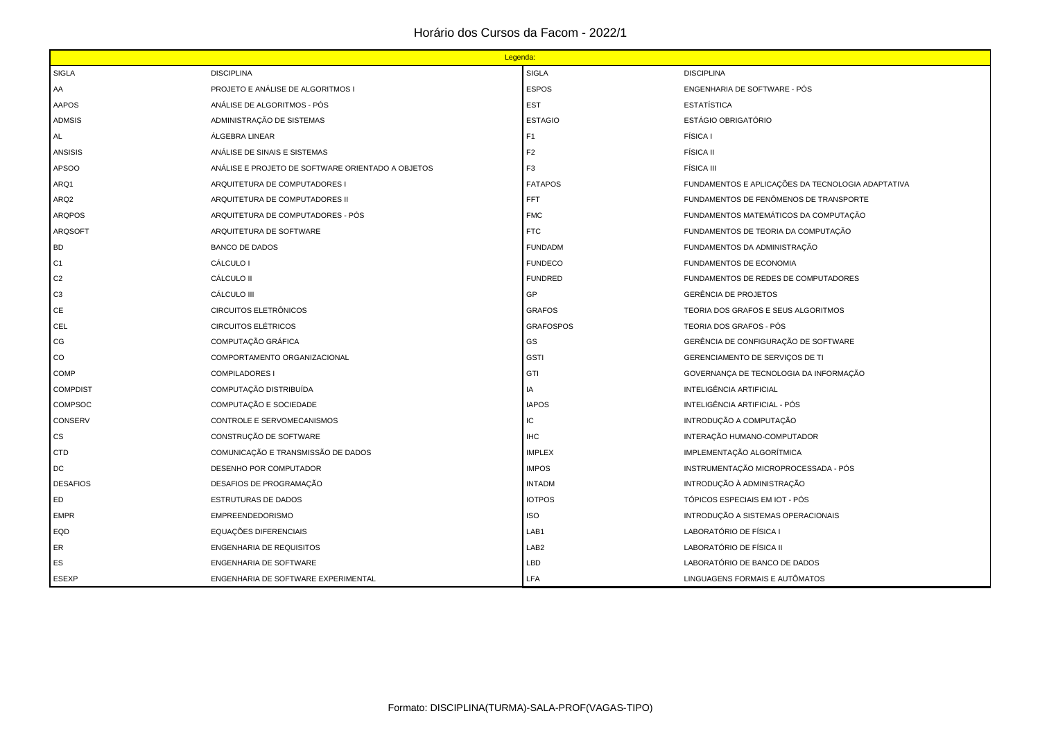# Horário dos Cursos da Facom - 2022/1

| Legenda: | | | |
|---|---|---|---|
| SIGLA | DISCIPLINA | SIGLA | DISCIPLINA |
| AA | PROJETO E ANÁLISE DE ALGORITMOS I | ESPOS | ENGENHARIA DE SOFTWARE - PÓS |
| AAPOS | ANÁLISE DE ALGORITMOS - PÓS | EST | ESTATÍSTICA |
| ADMSIS | ADMINISTRAÇÃO DE SISTEMAS | ESTAGIO | ESTÁGIO OBRIGATÓRIO |
| AL | ÁLGEBRA LINEAR | F1 | FÍSICA I |
| ANSISIS | ANÁLISE DE SINAIS E SISTEMAS | F2 | FÍSICA II |
| APSOO | ANÁLISE E PROJETO DE SOFTWARE ORIENTADO A OBJETOS | F3 | FÍSICA III |
| ARQ1 | ARQUITETURA DE COMPUTADORES I | FATAPOS | FUNDAMENTOS E APLICAÇÕES DA TECNOLOGIA ADAPTATIVA |
| ARQ2 | ARQUITETURA DE COMPUTADORES II | FFT | FUNDAMENTOS DE FENÔMENOS DE TRANSPORTE |
| ARQPOS | ARQUITETURA DE COMPUTADORES - PÓS | FMC | FUNDAMENTOS MATEMÁTICOS DA COMPUTAÇÃO |
| ARQSOFT | ARQUITETURA DE SOFTWARE | FTC | FUNDAMENTOS DE TEORIA DA COMPUTAÇÃO |
| BD | BANCO DE DADOS | FUNDADM | FUNDAMENTOS DA ADMINISTRAÇÃO |
| C1 | CÁLCULO I | FUNDECO | FUNDAMENTOS DE ECONOMIA |
| C2 | CÁLCULO II | FUNDRED | FUNDAMENTOS DE REDES DE COMPUTADORES |
| C3 | CÁLCULO III | GP | GERÊNCIA DE PROJETOS |
| CE | CIRCUITOS ELETRÔNICOS | GRAFOS | TEORIA DOS GRAFOS E SEUS ALGORITMOS |
| CEL | CIRCUITOS ELÉTRICOS | GRAFOSPOS | TEORIA DOS GRAFOS - PÓS |
| CG | COMPUTAÇÃO GRÁFICA | GS | GERÊNCIA DE CONFIGURAÇÃO DE SOFTWARE |
| CO | COMPORTAMENTO ORGANIZACIONAL | GSTI | GERENCIAMENTO DE SERVIÇOS DE TI |
| COMP | COMPILADORES I | GTI | GOVERNANÇA DE TECNOLOGIA DA INFORMAÇÃO |
| COMPDIST | COMPUTAÇÃO DISTRIBUÍDA | IA | INTELIGÊNCIA ARTIFICIAL |
| COMPSOC | COMPUTAÇÃO E SOCIEDADE | IAPOS | INTELIGÊNCIA ARTIFICIAL - PÓS |
| CONSERV | CONTROLE E SERVOMECANISMOS | IC | INTRODUÇÃO A COMPUTAÇÃO |
| CS | CONSTRUÇÃO DE SOFTWARE | IHC | INTERAÇÃO HUMANO-COMPUTADOR |
| CTD | COMUNICAÇÃO E TRANSMISSÃO DE DADOS | IMPLEX | IMPLEMENTAÇÃO ALGORÍTMICA |
| DC | DESENHO POR COMPUTADOR | IMPOS | INSTRUMENTAÇÃO MICROPROCESSADA - PÓS |
| DESAFIOS | DESAFIOS DE PROGRAMAÇÃO | INTADM | INTRODUÇÃO À ADMINISTRAÇÃO |
| ED | ESTRUTURAS DE DADOS | IOTPOS | TÓPICOS ESPECIAIS EM IOT - PÓS |
| EMPR | EMPREENDEDORISMO | ISO | INTRODUÇÃO A SISTEMAS OPERACIONAIS |
| EQD | EQUAÇÕES DIFERENCIAIS | LAB1 | LABORATÓRIO DE FÍSICA I |
| ER | ENGENHARIA DE REQUISITOS | LAB2 | LABORATÓRIO DE FÍSICA II |
| ES | ENGENHARIA DE SOFTWARE | LBD | LABORATÓRIO DE BANCO DE DADOS |
| ESEXP | ENGENHARIA DE SOFTWARE EXPERIMENTAL | LFA | LINGUAGENS FORMAIS E AUTÔMATOS |

Formato: DISCIPLINA(TURMA)-SALA-PROF(VAGAS-TIPO)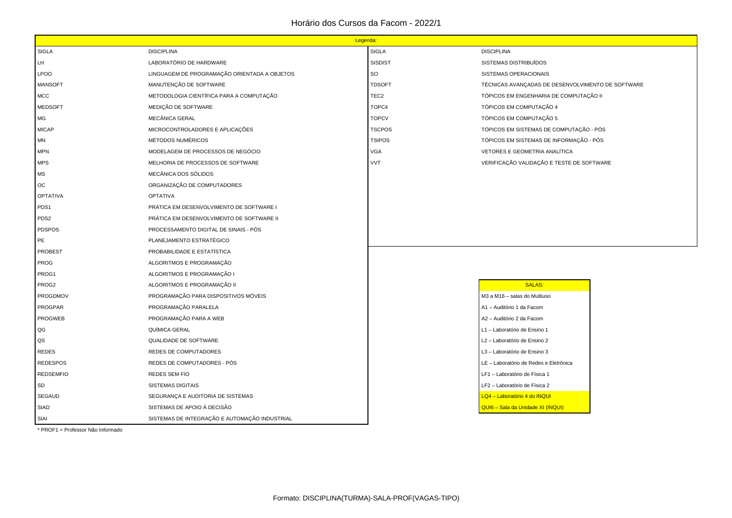# Horário dos Cursos da Facom - 2022/1

| Legenda: | | | |
|---|---|---|---|
| SIGLA | DISCIPLINA | SIGLA | DISCIPLINA |
| LH | LABORATÓRIO DE HARDWARE | SISDIST | SISTEMAS DISTRIBUÍDOS |
| LPOO | LINGUAGEM DE PROGRAMAÇÃO ORIENTADA A OBJETOS | SO | SISTEMAS OPERACIONAIS |
| MANSOFT | MANUTENÇÃO DE SOFTWARE | TDSOFT | TÉCNICAS AVANÇADAS DE DESENVOLVIMENTO DE SOFTWARE |
| MCC | METODOLOGIA CIENTÍFICA PARA A COMPUTAÇÃO | TEC2 | TÓPICOS EM ENGENHARIA DE COMPUTAÇÃO II |
| MEDSOFT | MEDIÇÃO DE SOFTWARE | TOPC4 | TÓPICOS EM COMPUTAÇÃO 4 |
| MG | MECÂNICA GERAL | TOPCV | TÓPICOS EM COMPUTAÇÃO 5 |
| MICAP | MICROCONTROLADORES E APLICAÇÕES | TSCPOS | TÓPICOS EM SISTEMAS DE COMPUTAÇÃO - PÓS |
| MN | MÉTODOS NUMÉRICOS | TSIPOS | TÓPICOS EM SISTEMAS DE INFORMAÇÃO - PÓS |
| MPN | MODELAGEM DE PROCESSOS DE NEGÓCIO | VGA | VETORES E GEOMETRIA ANALÍTICA |
| MPS | MELHORIA DE PROCESSOS DE SOFTWARE | VVT | VERIFICAÇÃO VALIDAÇÃO E TESTE DE SOFTWARE |
| MS | MECÂNICA DOS SÓLIDOS | | |
| OC | ORGANIZAÇÃO DE COMPUTADORES | | |
| OPTATIVA | OPTATIVA | | |
| PDS1 | PRÁTICA EM DESENVOLVIMENTO DE SOFTWARE I | | |
| PDS2 | PRÁTICA EM DESENVOLVIMENTO DE SOFTWARE II | | |
| PDSPOS | PROCESSAMENTO DIGITAL DE SINAIS - PÓS | | |
| PE | PLANEJAMENTO ESTRATÉGICO | | |
| PROBEST | PROBABILIDADE E ESTATÍSTICA | | |
| PROG | ALGORITMOS E PROGRAMAÇÃO | | |
| PROG1 | ALGORITMOS E PROGRAMAÇÃO I | | |
| PROG2 | ALGORITMOS E PROGRAMAÇÃO II | | |
| PROGDMOV | PROGRAMAÇÃO PARA DISPOSITIVOS MÓVEIS | | |
| PROGPAR | PROGRAMAÇÃO PARALELA | | |
| PROGWEB | PROGRAMAÇÃO PARA A WEB | | |
| QG | QUÍMICA GERAL | | |
| QS | QUALIDADE DE SOFTWARE | | |
| REDES | REDES DE COMPUTADORES | | |
| REDESPOS | REDES DE COMPUTADORES - PÓS | | |
| REDSEMFIO | REDES SEM FIO | | |
| SD | SISTEMAS DIGITAIS | | |
| SEGAUD | SEGURANÇA E AUDITORIA DE SISTEMAS | | |
| SIAD | SISTEMAS DE APOIO À DECISÃO | | |
| SIAI | SISTEMAS DE INTEGRAÇÃO E AUTOMAÇÃO INDUSTRIAL | | |

| SALAS: |
|---|
| M3 a M16 – salas do Multiuso |
| A1 – Auditório 1 da Facom |
| A2 – Auditório 2 da Facom |
| L1 – Laboratório de Ensino 1 |
| L2 – Laboratório de Ensino 2 |
| L3 – Laboratório de Ensino 3 |
| LE – Laboratório de Redes e Eletrônica |
| LF1 – Laboratório de Física 1 |
| LF2 – Laboratório de Física 2 |
| LQ4 – Laboratório 4 do INQUI |
| QUI6 – Sala da Unidade XI (INQUI) |

* PROF1 = Professor Não Informado

Formato: DISCIPLINA(TURMA)-SALA-PROF(VAGAS-TIPO)